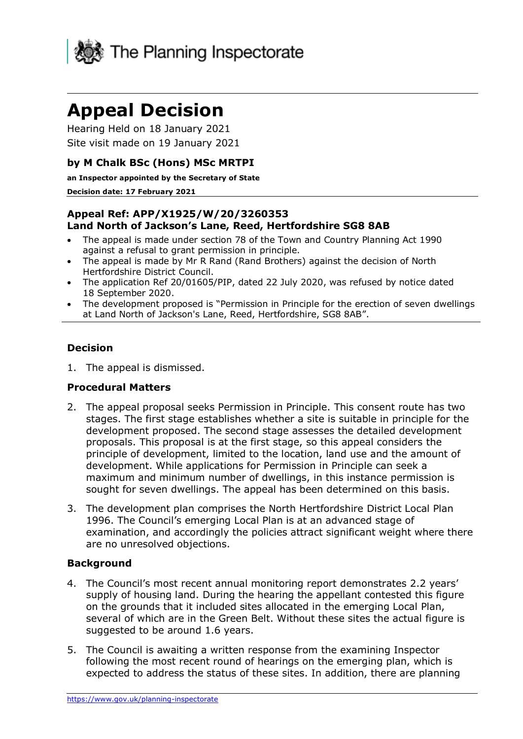The Planning Inspectorate

# Appeal Decision

Hearing Held on 18 January 2021

Site visit made on 19 January 2021

### by M Chalk BSc (Hons) MSc MRTPI

**an Inspector appointed by the Secretary of State**

**Decision date: 17 February 2021**

---

**Appeal Ref: APP/X1925/W/20/3260353**
**Land North of Jackson's Lane, Reed, Hertfordshire SG8 8AB**

- The appeal is made under section 78 of the Town and Country Planning Act 1990 against a refusal to grant permission in principle.
- The appeal is made by Mr R Rand (Rand Brothers) against the decision of North Hertfordshire District Council.
- The application Ref 20/01605/PIP, dated 22 July 2020, was refused by notice dated 18 September 2020.
- The development proposed is "Permission in Principle for the erection of seven dwellings at Land North of Jackson's Lane, Reed, Hertfordshire, SG8 8AB".

---

## Decision

1. The appeal is dismissed.

## Procedural Matters

2. The appeal proposal seeks Permission in Principle. This consent route has two stages. The first stage establishes whether a site is suitable in principle for the development proposed. The second stage assesses the detailed development proposals. This proposal is at the first stage, so this appeal considers the principle of development, limited to the location, land use and the amount of development. While applications for Permission in Principle can seek a maximum and minimum number of dwellings, in this instance permission is sought for seven dwellings. The appeal has been determined on this basis.

3. The development plan comprises the North Hertfordshire District Local Plan 1996. The Council's emerging Local Plan is at an advanced stage of examination, and accordingly the policies attract significant weight where there are no unresolved objections.

## Background

4. The Council's most recent annual monitoring report demonstrates 2.2 years' supply of housing land. During the hearing the appellant contested this figure on the grounds that it included sites allocated in the emerging Local Plan, several of which are in the Green Belt. Without these sites the actual figure is suggested to be around 1.6 years.

5. The Council is awaiting a written response from the examining Inspector following the most recent round of hearings on the emerging plan, which is expected to address the status of these sites. In addition, there are planning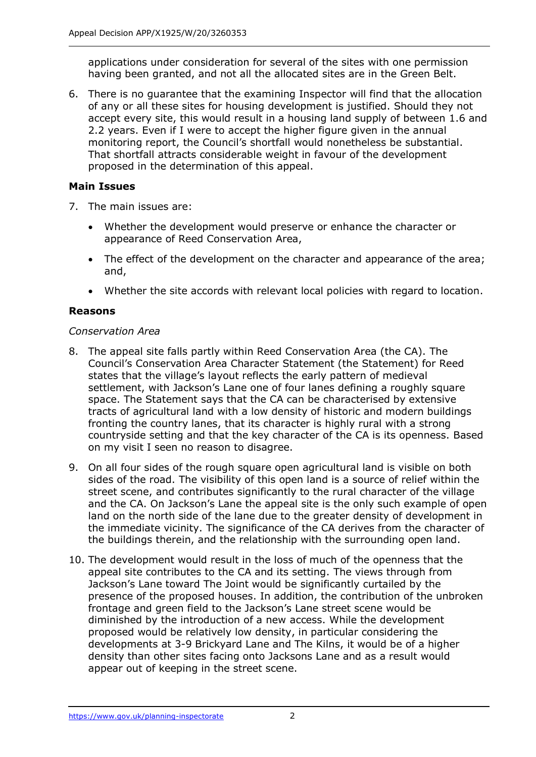applications under consideration for several of the sites with one permission having been granted, and not all the allocated sites are in the Green Belt.

6. There is no guarantee that the examining Inspector will find that the allocation of any or all these sites for housing development is justified. Should they not accept every site, this would result in a housing land supply of between 1.6 and 2.2 years. Even if I were to accept the higher figure given in the annual monitoring report, the Council's shortfall would nonetheless be substantial. That shortfall attracts considerable weight in favour of the development proposed in the determination of this appeal.

### Main Issues

7. The main issues are:

   - Whether the development would preserve or enhance the character or appearance of Reed Conservation Area,
   - The effect of the development on the character and appearance of the area; and,
   - Whether the site accords with relevant local policies with regard to location.

### Reasons

*Conservation Area*

8. The appeal site falls partly within Reed Conservation Area (the CA). The Council's Conservation Area Character Statement (the Statement) for Reed states that the village's layout reflects the early pattern of medieval settlement, with Jackson's Lane one of four lanes defining a roughly square space. The Statement says that the CA can be characterised by extensive tracts of agricultural land with a low density of historic and modern buildings fronting the country lanes, that its character is highly rural with a strong countryside setting and that the key character of the CA is its openness. Based on my visit I seen no reason to disagree.

9. On all four sides of the rough square open agricultural land is visible on both sides of the road. The visibility of this open land is a source of relief within the street scene, and contributes significantly to the rural character of the village and the CA. On Jackson's Lane the appeal site is the only such example of open land on the north side of the lane due to the greater density of development in the immediate vicinity. The significance of the CA derives from the character of the buildings therein, and the relationship with the surrounding open land.

10. The development would result in the loss of much of the openness that the appeal site contributes to the CA and its setting. The views through from Jackson's Lane toward The Joint would be significantly curtailed by the presence of the proposed houses. In addition, the contribution of the unbroken frontage and green field to the Jackson's Lane street scene would be diminished by the introduction of a new access. While the development proposed would be relatively low density, in particular considering the developments at 3-9 Brickyard Lane and The Kilns, it would be of a higher density than other sites facing onto Jacksons Lane and as a result would appear out of keeping in the street scene.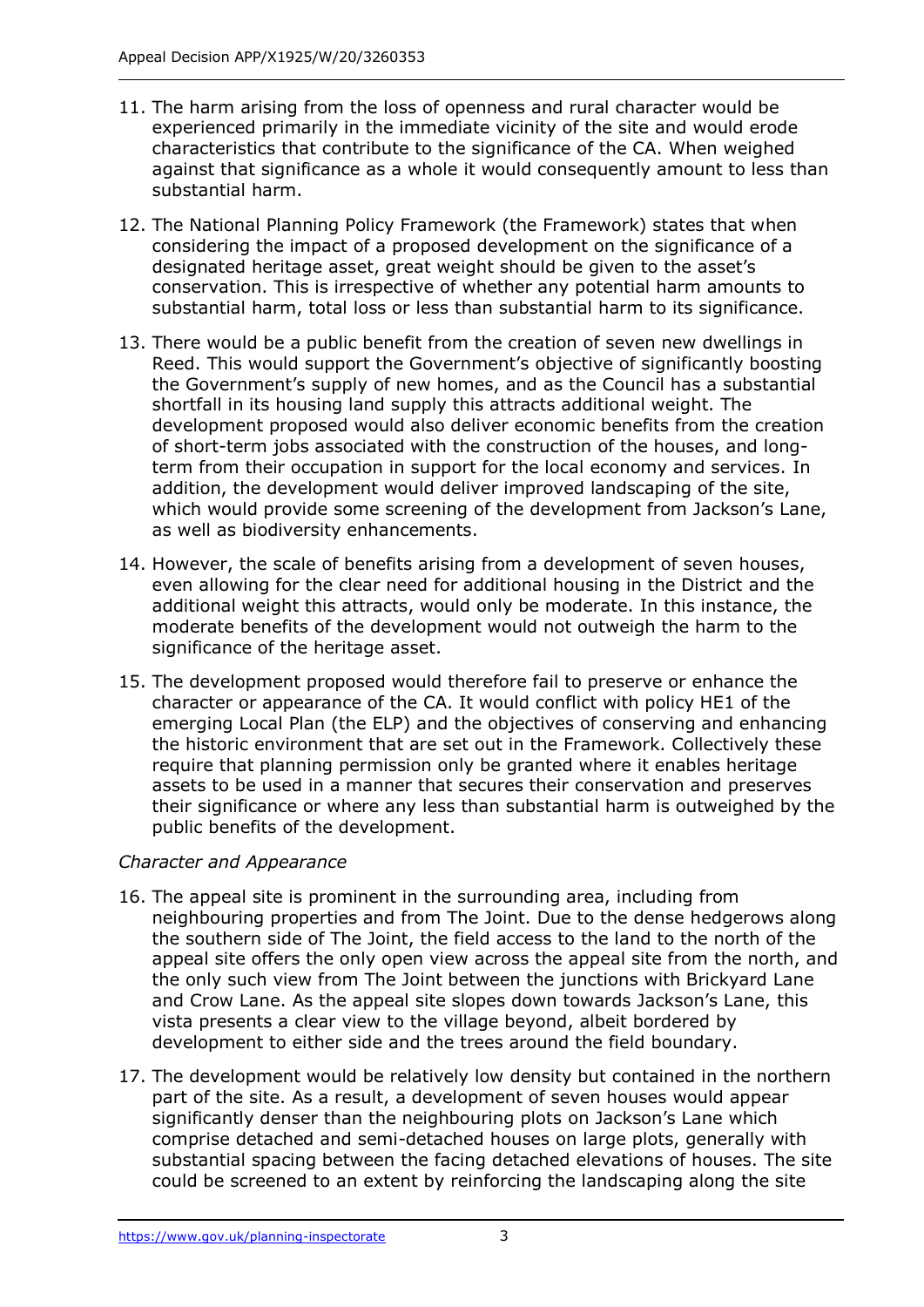11. The harm arising from the loss of openness and rural character would be experienced primarily in the immediate vicinity of the site and would erode characteristics that contribute to the significance of the CA. When weighed against that significance as a whole it would consequently amount to less than substantial harm.

12. The National Planning Policy Framework (the Framework) states that when considering the impact of a proposed development on the significance of a designated heritage asset, great weight should be given to the asset's conservation. This is irrespective of whether any potential harm amounts to substantial harm, total loss or less than substantial harm to its significance.

13. There would be a public benefit from the creation of seven new dwellings in Reed. This would support the Government's objective of significantly boosting the Government's supply of new homes, and as the Council has a substantial shortfall in its housing land supply this attracts additional weight. The development proposed would also deliver economic benefits from the creation of short-term jobs associated with the construction of the houses, and long-term from their occupation in support for the local economy and services. In addition, the development would deliver improved landscaping of the site, which would provide some screening of the development from Jackson's Lane, as well as biodiversity enhancements.

14. However, the scale of benefits arising from a development of seven houses, even allowing for the clear need for additional housing in the District and the additional weight this attracts, would only be moderate. In this instance, the moderate benefits of the development would not outweigh the harm to the significance of the heritage asset.

15. The development proposed would therefore fail to preserve or enhance the character or appearance of the CA. It would conflict with policy HE1 of the emerging Local Plan (the ELP) and the objectives of conserving and enhancing the historic environment that are set out in the Framework. Collectively these require that planning permission only be granted where it enables heritage assets to be used in a manner that secures their conservation and preserves their significance or where any less than substantial harm is outweighed by the public benefits of the development.

*Character and Appearance*

16. The appeal site is prominent in the surrounding area, including from neighbouring properties and from The Joint. Due to the dense hedgerows along the southern side of The Joint, the field access to the land to the north of the appeal site offers the only open view across the appeal site from the north, and the only such view from The Joint between the junctions with Brickyard Lane and Crow Lane. As the appeal site slopes down towards Jackson's Lane, this vista presents a clear view to the village beyond, albeit bordered by development to either side and the trees around the field boundary.

17. The development would be relatively low density but contained in the northern part of the site. As a result, a development of seven houses would appear significantly denser than the neighbouring plots on Jackson's Lane which comprise detached and semi-detached houses on large plots, generally with substantial spacing between the facing detached elevations of houses. The site could be screened to an extent by reinforcing the landscaping along the site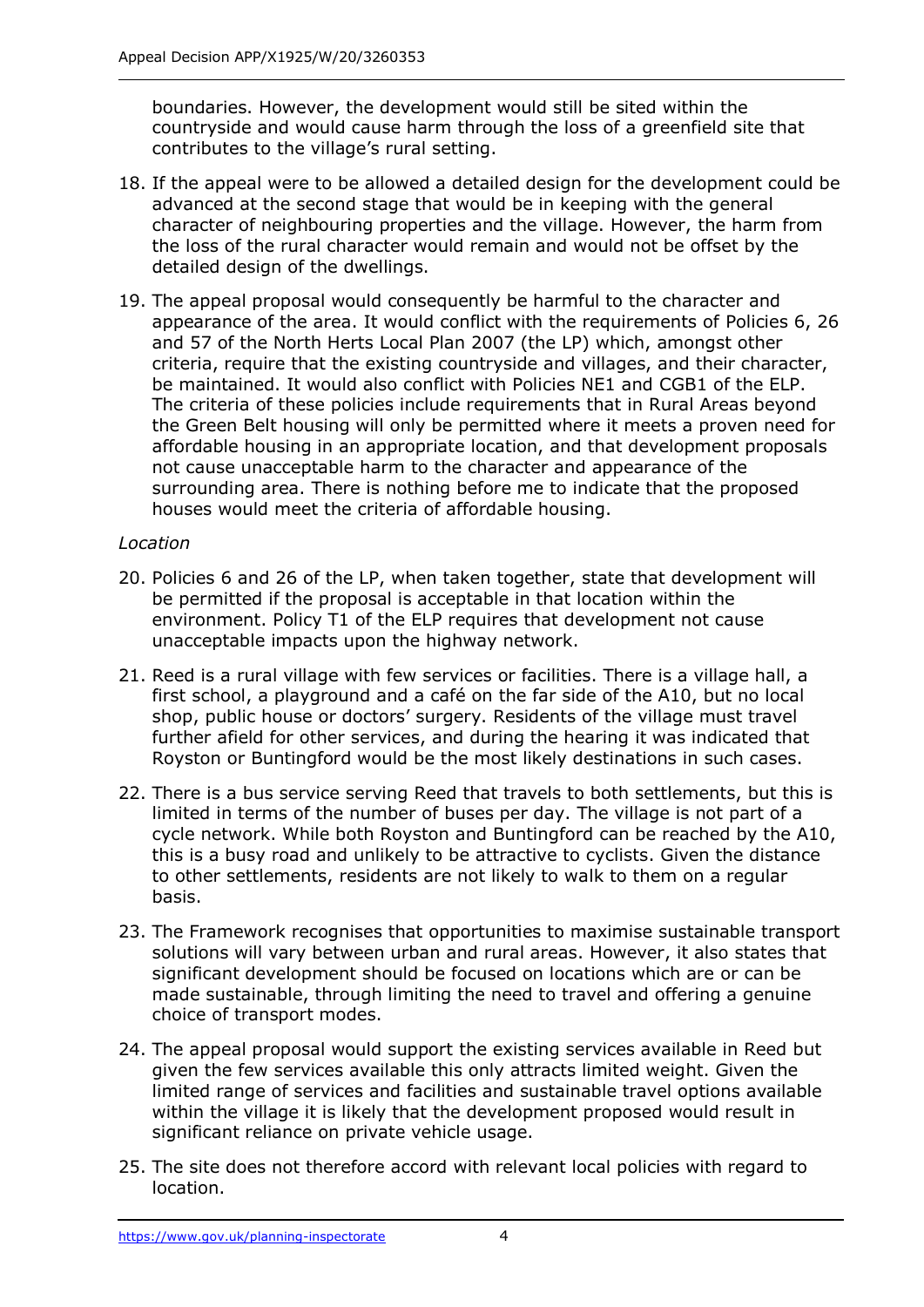boundaries. However, the development would still be sited within the countryside and would cause harm through the loss of a greenfield site that contributes to the village's rural setting.

18. If the appeal were to be allowed a detailed design for the development could be advanced at the second stage that would be in keeping with the general character of neighbouring properties and the village. However, the harm from the loss of the rural character would remain and would not be offset by the detailed design of the dwellings.

19. The appeal proposal would consequently be harmful to the character and appearance of the area. It would conflict with the requirements of Policies 6, 26 and 57 of the North Herts Local Plan 2007 (the LP) which, amongst other criteria, require that the existing countryside and villages, and their character, be maintained. It would also conflict with Policies NE1 and CGB1 of the ELP. The criteria of these policies include requirements that in Rural Areas beyond the Green Belt housing will only be permitted where it meets a proven need for affordable housing in an appropriate location, and that development proposals not cause unacceptable harm to the character and appearance of the surrounding area. There is nothing before me to indicate that the proposed houses would meet the criteria of affordable housing.

*Location*

20. Policies 6 and 26 of the LP, when taken together, state that development will be permitted if the proposal is acceptable in that location within the environment. Policy T1 of the ELP requires that development not cause unacceptable impacts upon the highway network.

21. Reed is a rural village with few services or facilities. There is a village hall, a first school, a playground and a café on the far side of the A10, but no local shop, public house or doctors' surgery. Residents of the village must travel further afield for other services, and during the hearing it was indicated that Royston or Buntingford would be the most likely destinations in such cases.

22. There is a bus service serving Reed that travels to both settlements, but this is limited in terms of the number of buses per day. The village is not part of a cycle network. While both Royston and Buntingford can be reached by the A10, this is a busy road and unlikely to be attractive to cyclists. Given the distance to other settlements, residents are not likely to walk to them on a regular basis.

23. The Framework recognises that opportunities to maximise sustainable transport solutions will vary between urban and rural areas. However, it also states that significant development should be focused on locations which are or can be made sustainable, through limiting the need to travel and offering a genuine choice of transport modes.

24. The appeal proposal would support the existing services available in Reed but given the few services available this only attracts limited weight. Given the limited range of services and facilities and sustainable travel options available within the village it is likely that the development proposed would result in significant reliance on private vehicle usage.

25. The site does not therefore accord with relevant local policies with regard to location.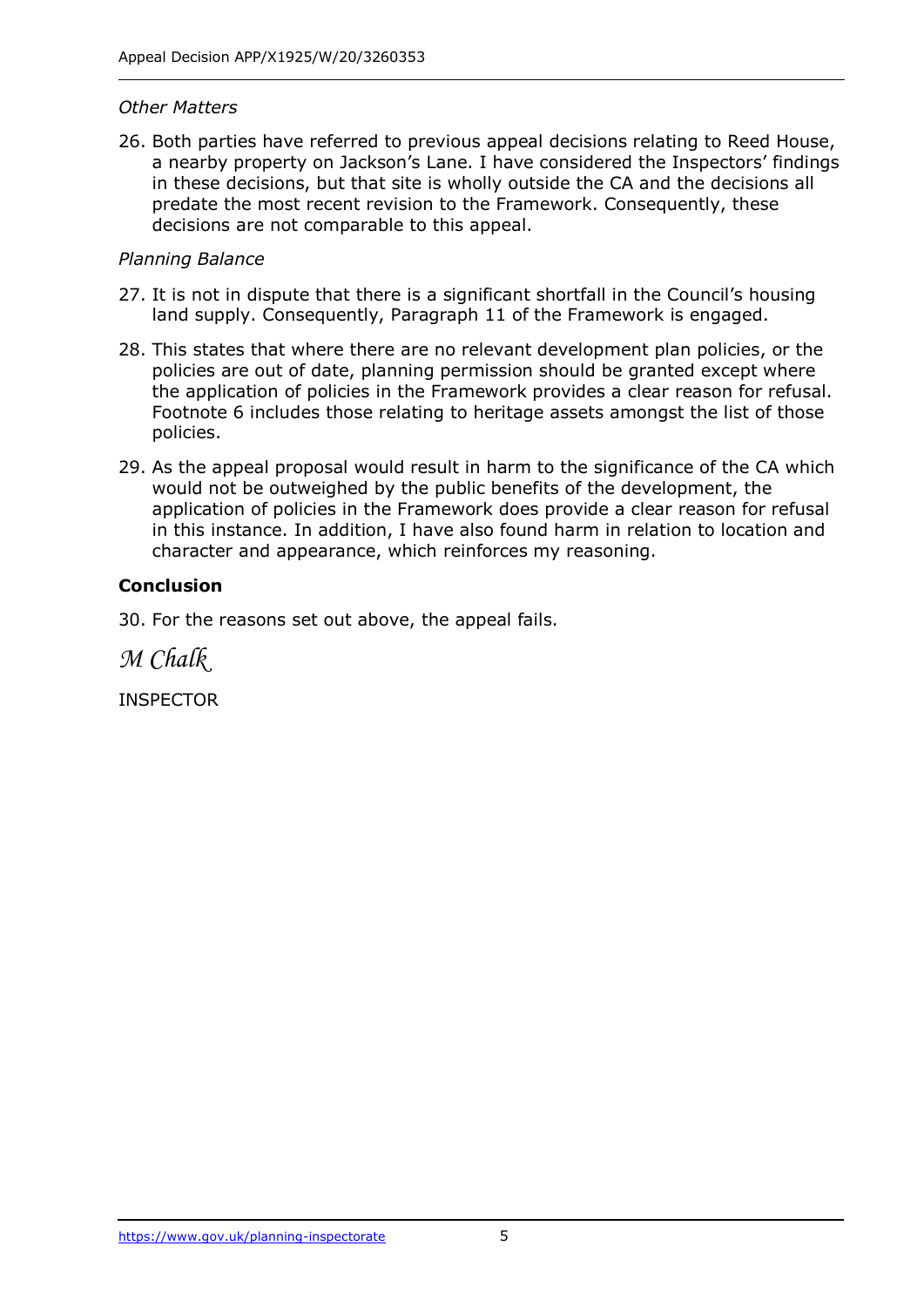*Other Matters*

26. Both parties have referred to previous appeal decisions relating to Reed House, a nearby property on Jackson's Lane. I have considered the Inspectors' findings in these decisions, but that site is wholly outside the CA and the decisions all predate the most recent revision to the Framework. Consequently, these decisions are not comparable to this appeal.

*Planning Balance*

27. It is not in dispute that there is a significant shortfall in the Council's housing land supply. Consequently, Paragraph 11 of the Framework is engaged.

28. This states that where there are no relevant development plan policies, or the policies are out of date, planning permission should be granted except where the application of policies in the Framework provides a clear reason for refusal. Footnote 6 includes those relating to heritage assets amongst the list of those policies.

29. As the appeal proposal would result in harm to the significance of the CA which would not be outweighed by the public benefits of the development, the application of policies in the Framework does provide a clear reason for refusal in this instance. In addition, I have also found harm in relation to location and character and appearance, which reinforces my reasoning.

**Conclusion**

30. For the reasons set out above, the appeal fails.

*M Chalk*

INSPECTOR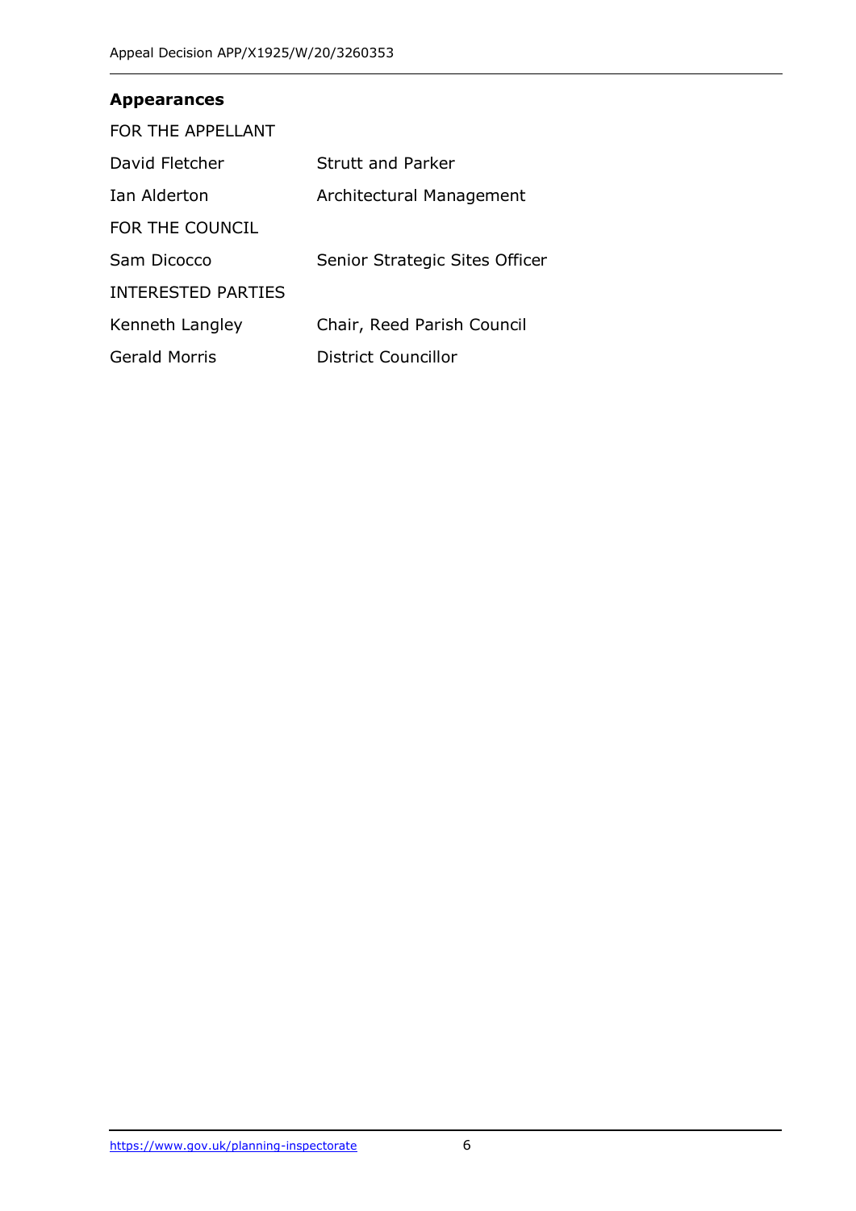## Appearances

FOR THE APPELLANT

| | |
|---|---|
| David Fletcher | Strutt and Parker |
| Ian Alderton | Architectural Management |

FOR THE COUNCIL

| | |
|---|---|
| Sam Dicocco | Senior Strategic Sites Officer |

INTERESTED PARTIES

| | |
|---|---|
| Kenneth Langley | Chair, Reed Parish Council |
| Gerald Morris | District Councillor |